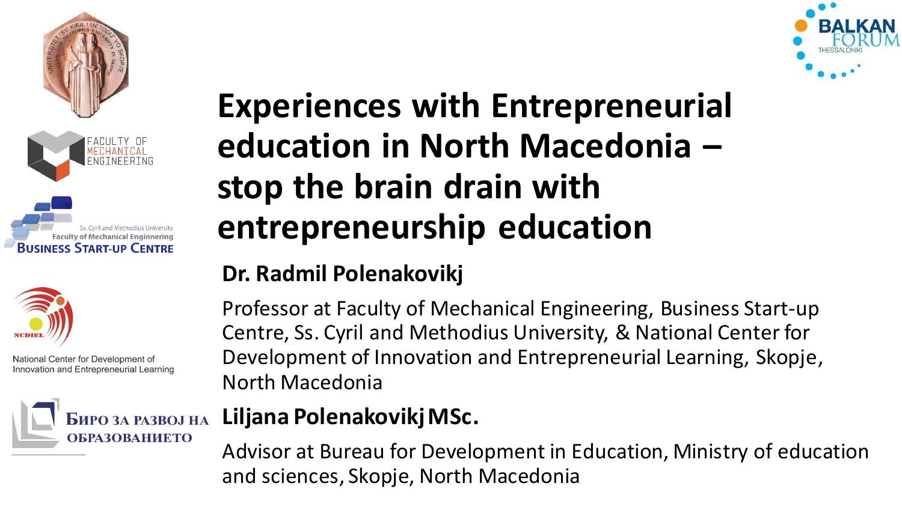# Experiences with Entrepreneurial education in North Macedonia – stop the brain drain with entrepreneurship education

**Dr. Radmil Polenakovikj**

Professor at Faculty of Mechanical Engineering, Business Start-up Centre, Ss. Cyril and Methodius University, & National Center for Development of Innovation and Entrepreneurial Learning, Skopje, North Macedonia

**Liljana Polenakovikj MSc.**

Advisor at Bureau for Development in Education, Ministry of education and sciences, Skopje, North Macedonia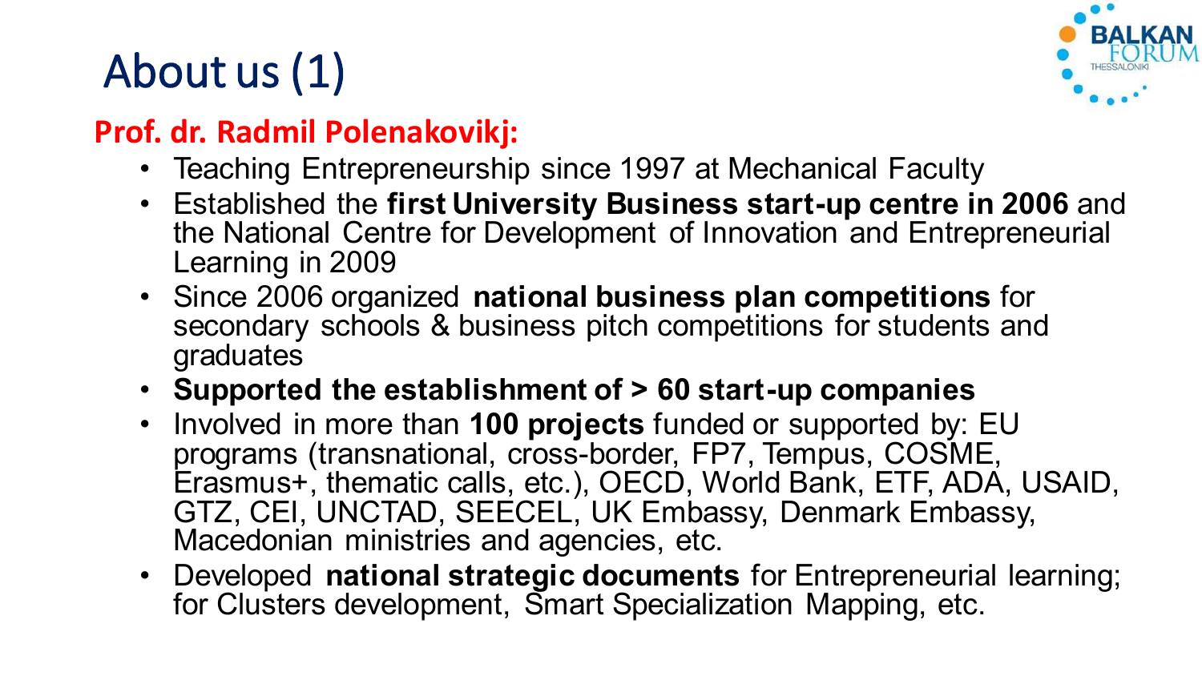# About us (1)

**Prof. dr. Radmil Polenakovikj:**

- Teaching Entrepreneurship since 1997 at Mechanical Faculty
- Established the **first University Business start-up centre in 2006** and the National Centre for Development of Innovation and Entrepreneurial Learning in 2009
- Since 2006 organized **national business plan competitions** for secondary schools & business pitch competitions for students and graduates
- **Supported the establishment of > 60 start-up companies**
- Involved in more than **100 projects** funded or supported by: EU programs (transnational, cross-border, FP7, Tempus, COSME, Erasmus+, thematic calls, etc.), OECD, World Bank, ETF, ADA, USAID, GTZ, CEI, UNCTAD, SEECEL, UK Embassy, Denmark Embassy, Macedonian ministries and agencies, etc.
- Developed **national strategic documents** for Entrepreneurial learning; for Clusters development, Smart Specialization Mapping, etc.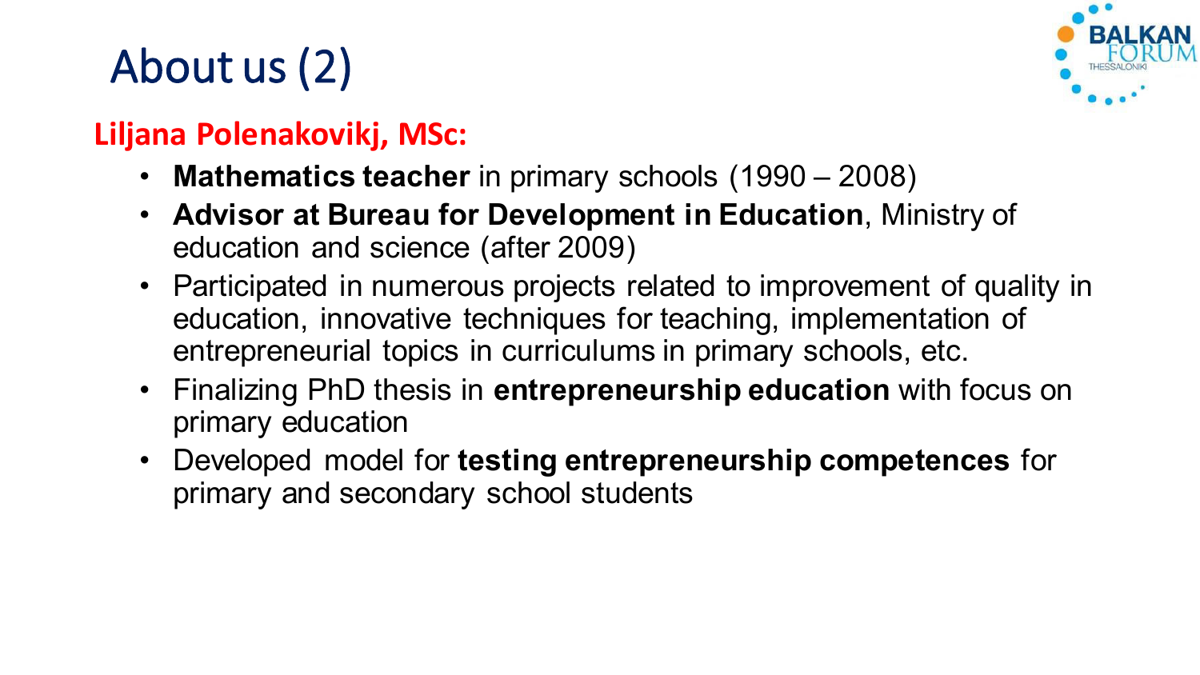# About us (2)

**Liljana Polenakovikj, MSc:**

- **Mathematics teacher** in primary schools (1990 – 2008)
- **Advisor at Bureau for Development in Education**, Ministry of education and science (after 2009)
- Participated in numerous projects related to improvement of quality in education, innovative techniques for teaching, implementation of entrepreneurial topics in curriculums in primary schools, etc.
- Finalizing PhD thesis in **entrepreneurship education** with focus on primary education
- Developed model for **testing entrepreneurship competences** for primary and secondary school students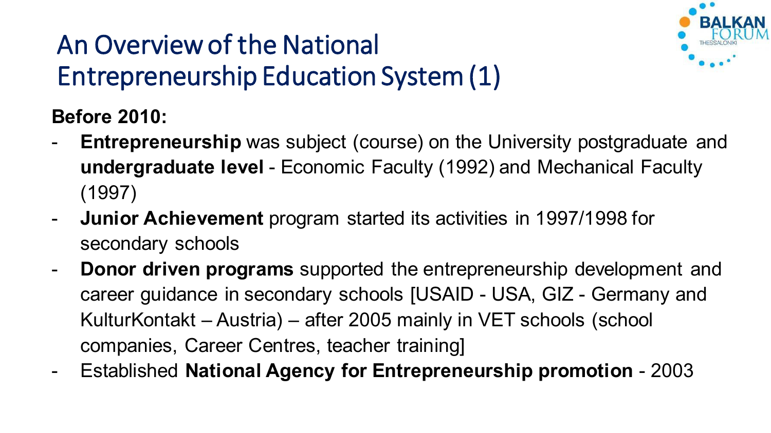# An Overview of the National Entrepreneurship Education System (1)

**Before 2010:**

- **Entrepreneurship** was subject (course) on the University postgraduate and **undergraduate level** - Economic Faculty (1992) and Mechanical Faculty (1997)
- **Junior Achievement** program started its activities in 1997/1998 for secondary schools
- **Donor driven programs** supported the entrepreneurship development and career guidance in secondary schools [USAID - USA, GIZ - Germany and KulturKontakt – Austria) – after 2005 mainly in VET schools (school companies, Career Centres, teacher training]
- Established **National Agency for Entrepreneurship promotion** - 2003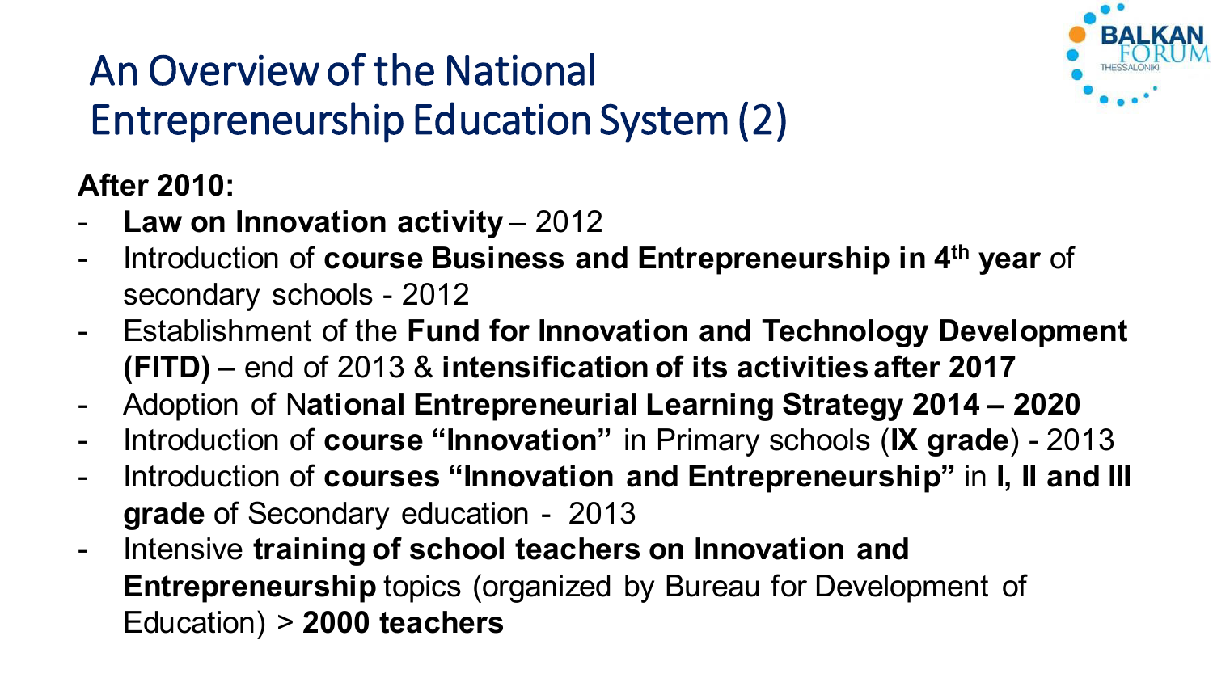# An Overview of the National Entrepreneurship Education System (2)

**After 2010:**

- **Law on Innovation activity** – 2012
- Introduction of **course Business and Entrepreneurship in 4th year** of secondary schools - 2012
- Establishment of the **Fund for Innovation and Technology Development (FITD)** – end of 2013 & **intensification of its activities after 2017**
- Adoption of N**ational Entrepreneurial Learning Strategy 2014 – 2020**
- Introduction of **course "Innovation"** in Primary schools (**IX grade**) - 2013
- Introduction of **courses "Innovation and Entrepreneurship"** in **I, II and III grade** of Secondary education - 2013
- Intensive **training of school teachers on Innovation and Entrepreneurship** topics (organized by Bureau for Development of Education) > **2000 teachers**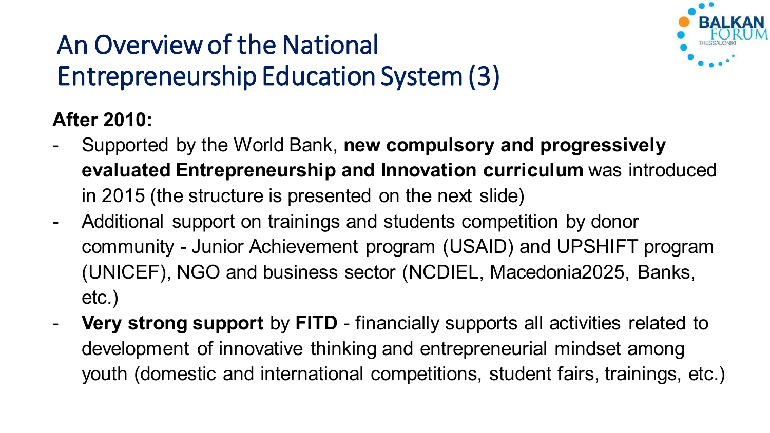# An Overview of the National Entrepreneurship Education System (3)

**After 2010:**

- Supported by the World Bank, **new compulsory and progressively evaluated Entrepreneurship and Innovation curriculum** was introduced in 2015 (the structure is presented on the next slide)
- Additional support on trainings and students competition by donor community - Junior Achievement program (USAID) and UPSHIFT program (UNICEF), NGO and business sector (NCDIEL, Macedonia2025, Banks, etc.)
- **Very strong support** by **FITD** - financially supports all activities related to development of innovative thinking and entrepreneurial mindset among youth (domestic and international competitions, student fairs, trainings, etc.)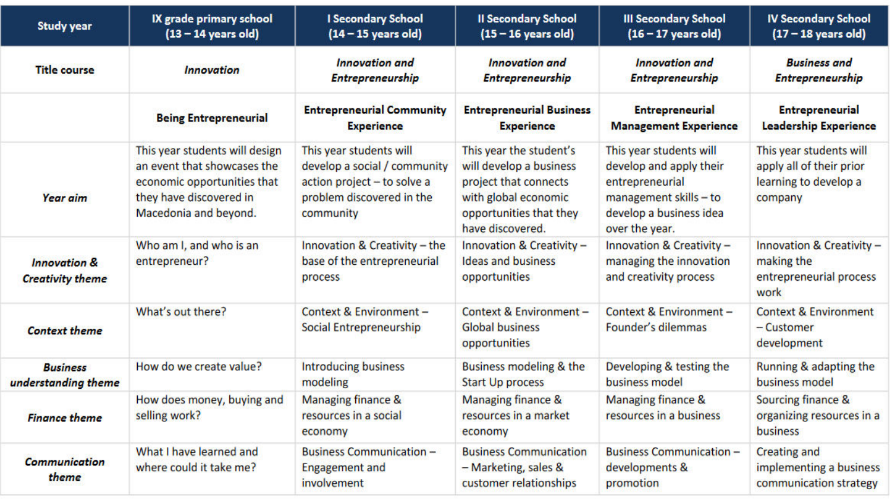| Study year | IX grade primary school (13 – 14 years old) | I Secondary School (14 – 15 years old) | II Secondary School (15 – 16 years old) | III Secondary School (16 – 17 years old) | IV Secondary School (17 – 18 years old) |
|---|---|---|---|---|---|
| **Title course** | ***Innovation*** | ***Innovation and Entrepreneurship*** | ***Innovation and Entrepreneurship*** | ***Innovation and Entrepreneurship*** | ***Business and Entrepreneurship*** |
| | **Being Entrepreneurial** | **Entrepreneurial Community Experience** | **Entrepreneurial Business Experience** | **Entrepreneurial Management Experience** | **Entrepreneurial Leadership Experience** |
| ***Year aim*** | This year students will design an event that showcases the economic opportunities that they have discovered in Macedonia and beyond. | This year students will develop a social / community action project – to solve a problem discovered in the community | This year the student's will develop a business project that connects with global economic opportunities that they have discovered. | This year students will develop and apply their entrepreneurial management skills – to develop a business idea over the year. | This year students will apply all of their prior learning to develop a company |
| ***Innovation & Creativity theme*** | Who am I, and who is an entrepreneur? | Innovation & Creativity – the base of the entrepreneurial process | Innovation & Creativity – Ideas and business opportunities | Innovation & Creativity – managing the innovation and creativity process | Innovation & Creativity – making the entrepreneurial process work |
| ***Context theme*** | What's out there? | Context & Environment – Social Entrepreneurship | Context & Environment – Global business opportunities | Context & Environment – Founder's dilemmas | Context & Environment – Customer development |
| ***Business understanding theme*** | How do we create value? | Introducing business modeling | Business modeling & the Start Up process | Developing & testing the business model | Running & adapting the business model |
| ***Finance theme*** | How does money, buying and selling work? | Managing finance & resources in a social economy | Managing finance & resources in a market economy | Managing finance & resources in a business | Sourcing finance & organizing resources in a business |
| ***Communication theme*** | What I have learned and where could it take me? | Business Communication – Engagement and involvement | Business Communication – Marketing, sales & customer relationships | Business Communication – developments & promotion | Creating and implementing a business communication strategy |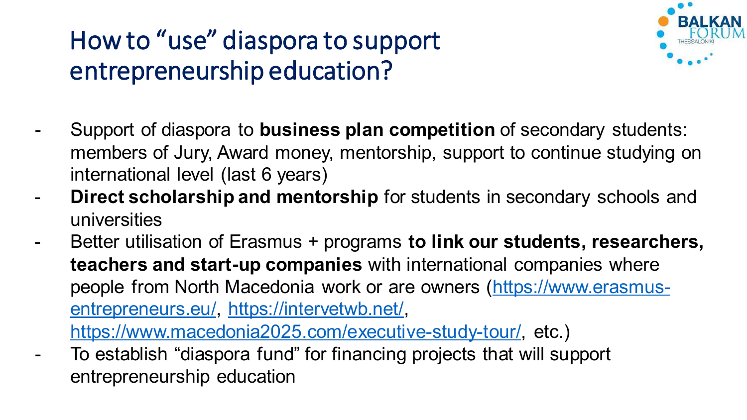# How to "use" diaspora to support entrepreneurship education?

- Support of diaspora to **business plan competition** of secondary students: members of Jury, Award money, mentorship, support to continue studying on international level (last 6 years)
- **Direct scholarship and mentorship** for students in secondary schools and universities
- Better utilisation of Erasmus + programs **to link our students, researchers, teachers and start-up companies** with international companies where people from North Macedonia work or are owners ([https://www.erasmus-entrepreneurs.eu/](https://www.erasmus-entrepreneurs.eu/), [https://intervetwb.net/](https://intervetwb.net/), [https://www.macedonia2025.com/executive-study-tour/](https://www.macedonia2025.com/executive-study-tour/), etc.)
- To establish "diaspora fund" for financing projects that will support entrepreneurship education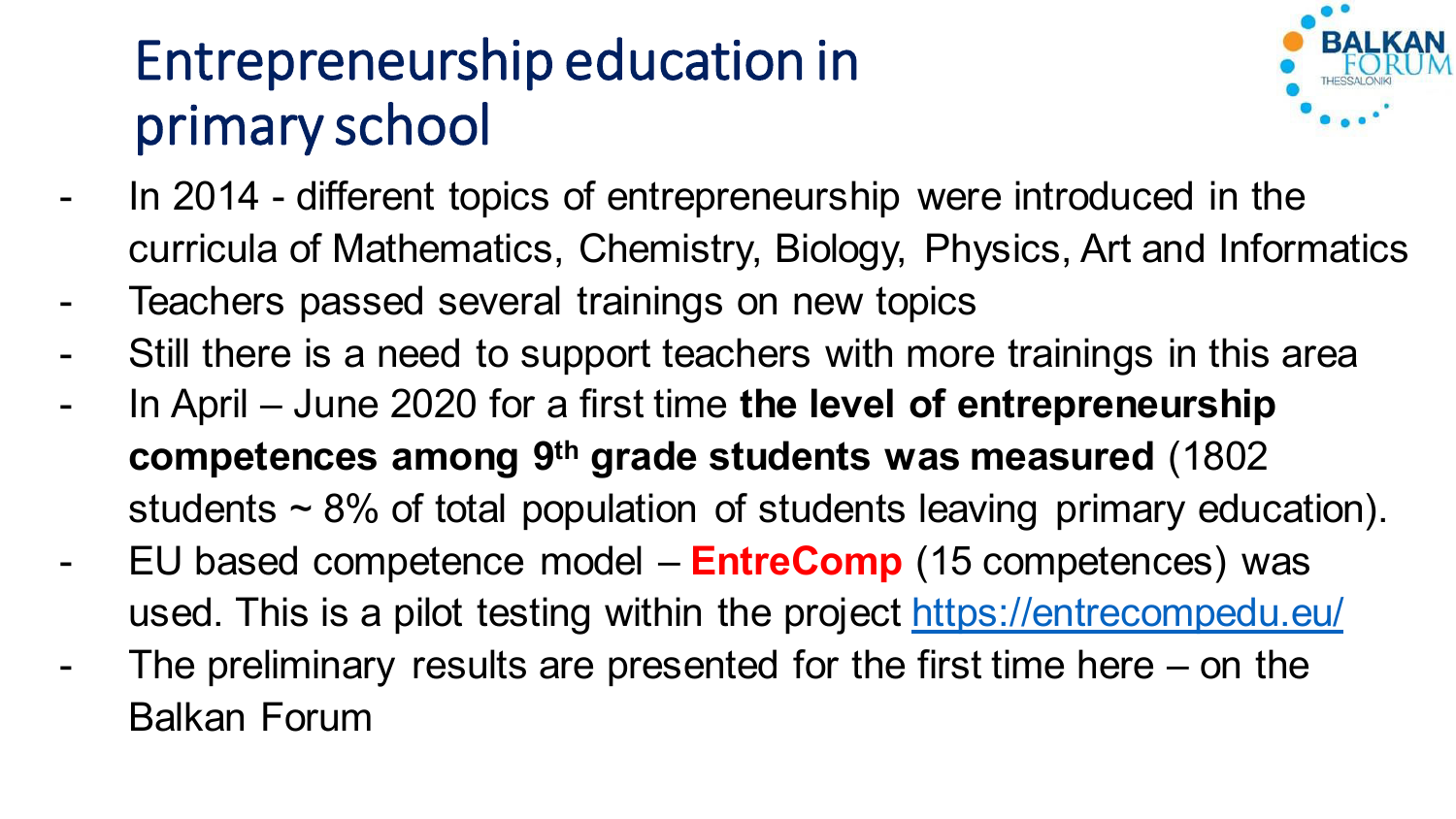# Entrepreneurship education in primary school

- In 2014 - different topics of entrepreneurship were introduced in the curricula of Mathematics, Chemistry, Biology, Physics, Art and Informatics
- Teachers passed several trainings on new topics
- Still there is a need to support teachers with more trainings in this area
- In April – June 2020 for a first time **the level of entrepreneurship competences among 9th grade students was measured** (1802 students ~ 8% of total population of students leaving primary education).
- EU based competence model – **EntreComp** (15 competences) was used. This is a pilot testing within the project https://entrecompedu.eu/
- The preliminary results are presented for the first time here – on the Balkan Forum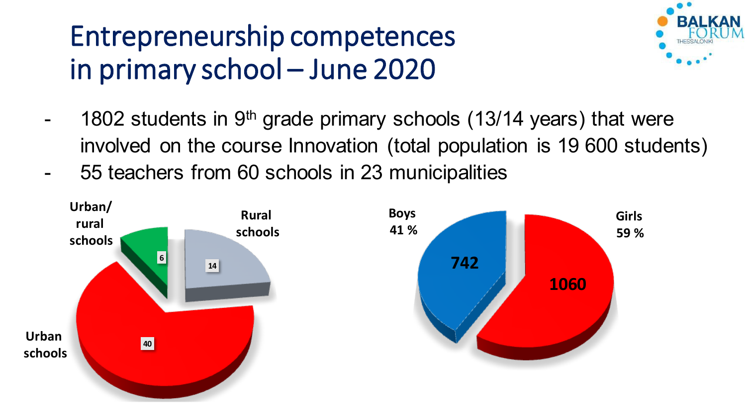# Entrepreneurship competences in primary school – June 2020

- 1802 students in 9th grade primary schools (13/14 years) that were involved on the course Innovation (total population is 19 600 students)
- 55 teachers from 60 schools in 23 municipalities

| School type | Number |
|---|---|
| Urban/ rural schools | 6 |
| Rural schools | 14 |
| Urban schools | 40 |

| Gender | Number | Share |
|---|---|---|
| Boys | 742 | 41 % |
| Girls | 1060 | 59 % |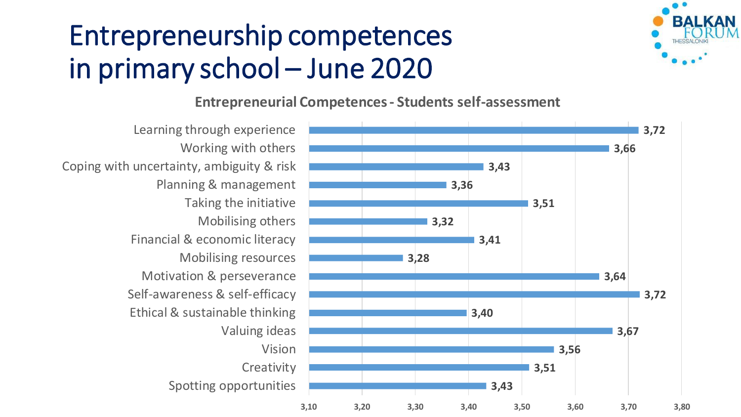# Entrepreneurship competences in primary school – June 2020

**Entrepreneurial Competences - Students self-assessment**

| Competence | Score |
| --- | --- |
| Learning through experience | 3,72 |
| Working with others | 3,66 |
| Coping with uncertainty, ambiguity & risk | 3,43 |
| Planning & management | 3,36 |
| Taking the initiative | 3,51 |
| Mobilising others | 3,32 |
| Financial & economic literacy | 3,41 |
| Mobilising resources | 3,28 |
| Motivation & perseverance | 3,64 |
| Self-awareness & self-efficacy | 3,72 |
| Ethical & sustainable thinking | 3,40 |
| Valuing ideas | 3,67 |
| Vision | 3,56 |
| Creativity | 3,51 |
| Spotting opportunities | 3,43 |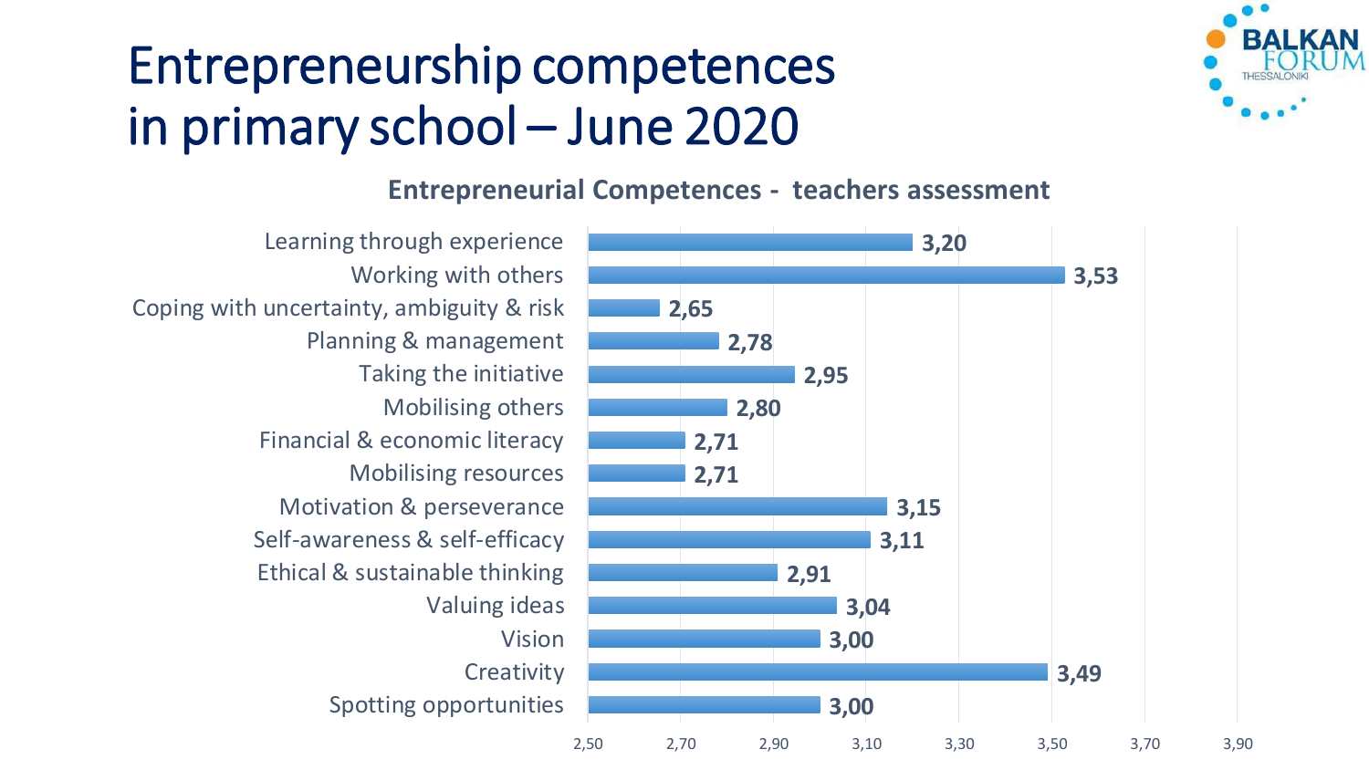# Entrepreneurship competences in primary school – June 2020

**Entrepreneurial Competences - teachers assessment**

| Competence | Score |
|---|---|
| Learning through experience | 3,20 |
| Working with others | 3,53 |
| Coping with uncertainty, ambiguity & risk | 2,65 |
| Planning & management | 2,78 |
| Taking the initiative | 2,95 |
| Mobilising others | 2,80 |
| Financial & economic literacy | 2,71 |
| Mobilising resources | 2,71 |
| Motivation & perseverance | 3,15 |
| Self-awareness & self-efficacy | 3,11 |
| Ethical & sustainable thinking | 2,91 |
| Valuing ideas | 3,04 |
| Vision | 3,00 |
| Creativity | 3,49 |
| Spotting opportunities | 3,00 |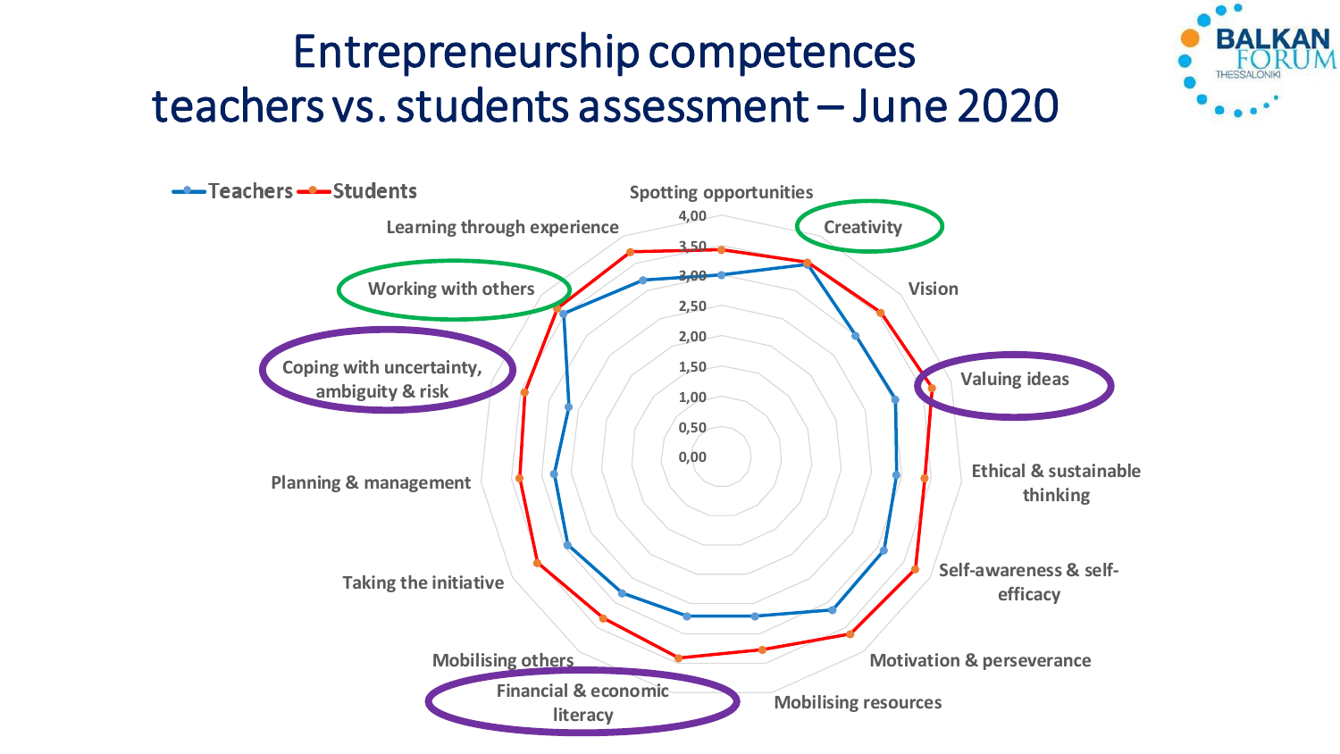# Entrepreneurship competences teachers vs. students assessment – June 2020

Legend: Teachers, Students

Axis scale: 0,00 – 0,50 – 1,00 – 1,50 – 2,00 – 2,50 – 3,00 – 3,50 – 4,00

Competences:

- Spotting opportunities
- Creativity
- Vision
- Valuing ideas
- Ethical & sustainable thinking
- Self-awareness & self-efficacy
- Motivation & perseverance
- Mobilising resources
- Financial & economic literacy
- Mobilising others
- Taking the initiative
- Planning & management
- Coping with uncertainty, ambiguity & risk
- Working with others
- Learning through experience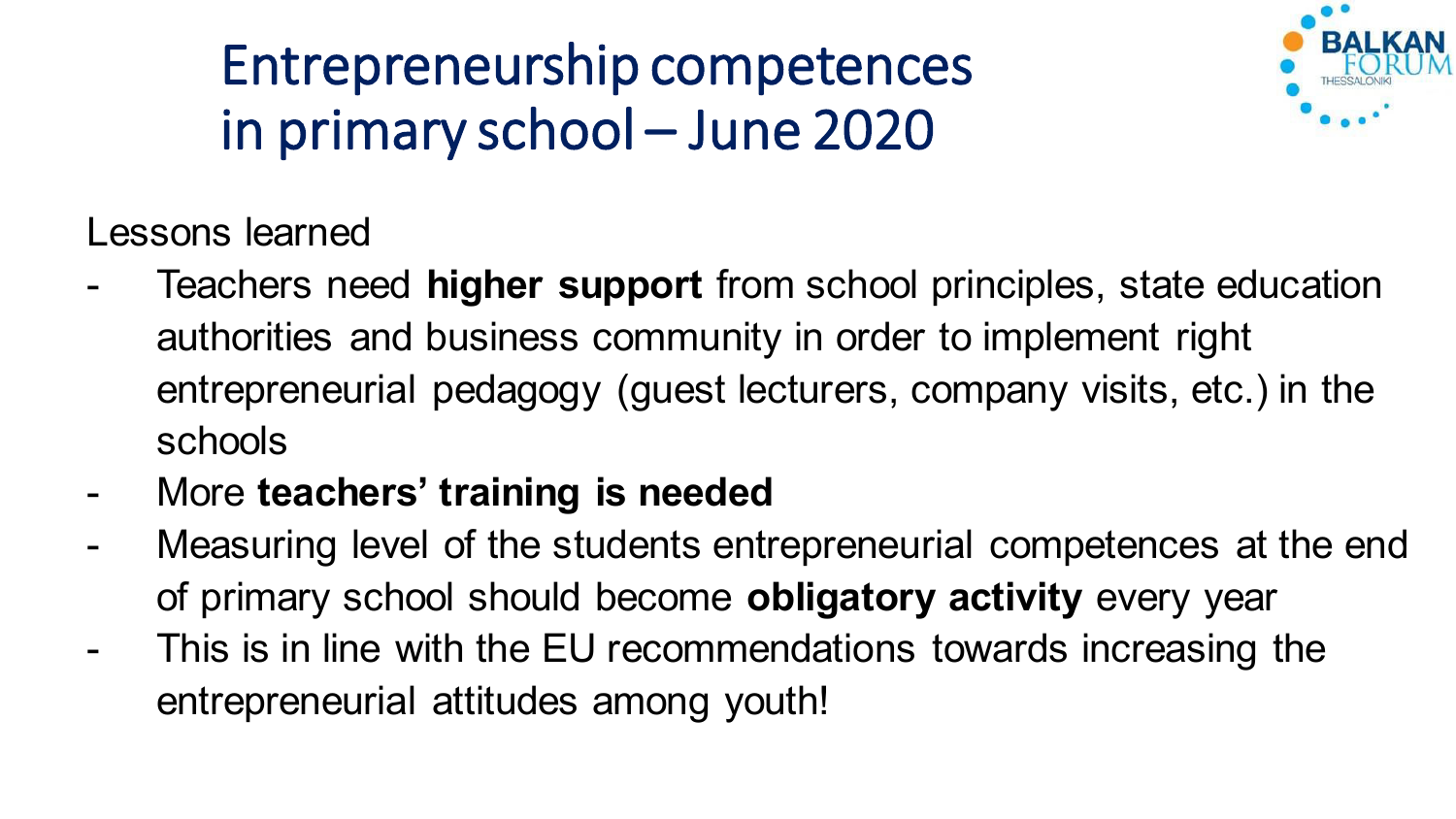# Entrepreneurship competences in primary school – June 2020

Lessons learned

- Teachers need **higher support** from school principles, state education authorities and business community in order to implement right entrepreneurial pedagogy (guest lecturers, company visits, etc.) in the schools
- More **teachers' training is needed**
- Measuring level of the students entrepreneurial competences at the end of primary school should become **obligatory activity** every year
- This is in line with the EU recommendations towards increasing the entrepreneurial attitudes among youth!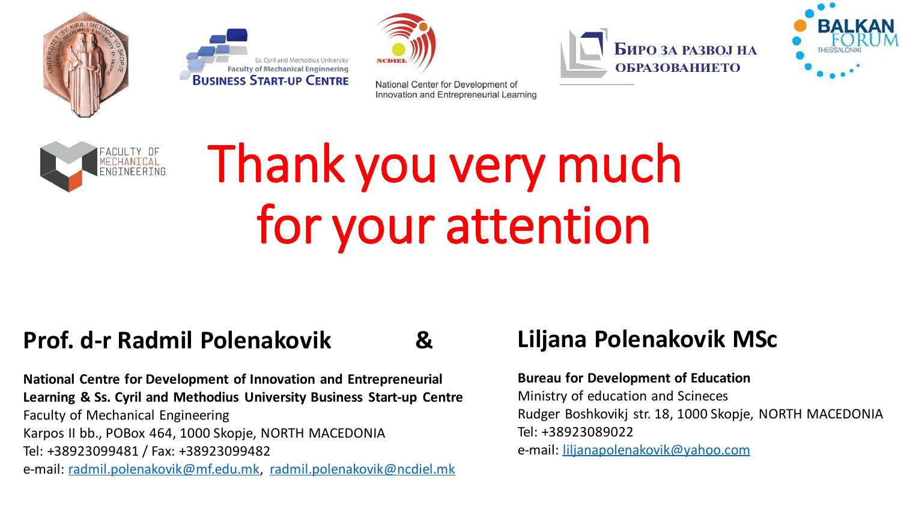# Thank you very much for your attention

**Prof. d-r Radmil Polenakovik** &

**National Centre for Development of Innovation and Entrepreneurial Learning & Ss. Cyril and Methodius University Business Start-up Centre**
Faculty of Mechanical Engineering
Karpos II bb., POBox 464, 1000 Skopje, NORTH MACEDONIA
Tel: +38923099481 / Fax: +38923099482
e-mail: radmil.polenakovik@mf.edu.mk, radmil.polenakovik@ncdiel.mk

**Liljana Polenakovik MSc**

**Bureau for Development of Education**
Ministry of education and Scineces
Rudger Boshkovikj str. 18, 1000 Skopje, NORTH MACEDONIA
Tel: +38923089022
e-mail: liljanapolenakovik@yahoo.com